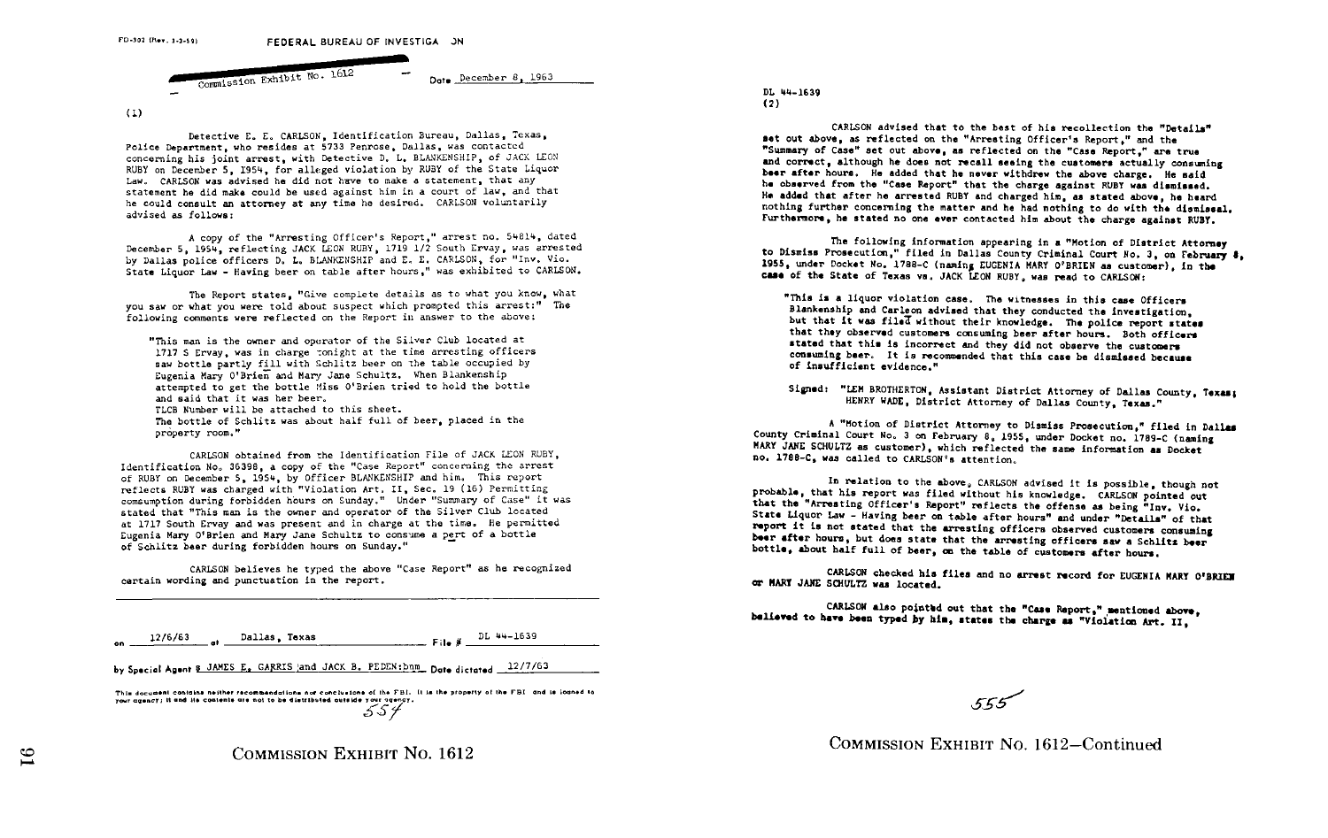FD-302 (Rev. 3-3-59)

# FEDERAL BUREAU OF INVESTIGATION

Commission Exhibit No. 1612

Date December 8, 1963

(1)

Detective E. E. CARLSON, Identification Bureau, Dallas, Texas, Police Department, who resides at 5733 Penrose, Dallas, was contacted concerning his joint arrest, with Detective D. L. BLANKENSHIP, of JACK LEON RUBY on December 5, 1954, for alleged violation by RUBY of the State Liquor Law. CARLSON was advised he did not have to make a statement, that any statement he did make could be used against him in a court of law, and that he could consult an attorney at any time he desired. CARLSON voluntarily advised as follows:

A copy of the "Arresting Officer's Report," arrest no. 54814, dated December 5, 1954, reflecting JACK LEON RUBY, 1719 1/2 South Ervay, was arrested by Dallas police officers D. L. BLANKENSHIP and E. E. CARLSON, for "Inv. Vio. State Liquor Law - Having beer on table after hours," was exhibited to CARLSON.

The Report states, "Give complete details as to what you know, what you saw or what you were told about suspect which prompted this arrest:" The following comments were reflected on the Report in answer to the above:

> "This man is the owner and operator of the Silver Club located at 1717 S Ervay, was in charge tonight at the time arresting officers saw bottle partly fill with Schlitz beer on the table occupied by Eugenia Mary O'Brien and Mary Jane Schultz. When Blankenship attempted to get the bottle Miss O'Brien tried to hold the bottle and said that it was her beer.
> TLCB Number will be attached to this sheet.
> The bottle of Schlitz was about half full of beer, placed in the property room."

CARLSON obtained from the Identification File of JACK LEON RUBY, Identification No. 36398, a copy of the "Case Report" concerning the arrest of RUBY on December 5, 1954, by Officer BLANKENSHIP and him. This report reflects RUBY was charged with "Violation Art. II, Sec. 19 (16) Permitting consumption during forbidden hours on Sunday." Under "Summary of Case" it was stated that "This man is the owner and operator of the Silver Club located at 1717 South Ervay and was present and in charge at the time. He permitted Eugenia Mary O'Brien and Mary Jane Schultz to consume a part of a bottle of Schlitz beer during forbidden hours on Sunday."

CARLSON believes he typed the above "Case Report" as he recognized certain wording and punctuation in the report.

on 12/6/63 at Dallas, Texas File # DL 44-1639

by Special Agent s JAMES E. GARRIS and JACK B. PEDEN:bnm Date dictated 12/7/63

This document contains neither recommendations nor conclusions of the FBI. It is the property of the FBI and is loaned to your agency; it and its contents are not to be distributed outside your agency.

COMMISSION EXHIBIT No. 1612

DL 44-1639
(2)

CARLSON advised that to the best of his recollection the "Details" set out above, as reflected on the "Arresting Officer's Report," and the "Summary of Case" set out above, as reflected on the "Case Report," are true and correct, although he does not recall seeing the customers actually consuming beer after hours. He added that he never withdrew the above charge. He said he observed from the "Case Report" that the charge against RUBY was dismissed. He added that after he arrested RUBY and charged him, as stated above, he heard nothing further concerning the matter and he had nothing to do with the dismissal. Furthermore, he stated no one ever contacted him about the charge against RUBY.

The following information appearing in a "Motion of District Attorney to Dismiss Prosecution," filed in Dallas County Criminal Court No. 3, on February 8, 1955, under Docket No. 1788-C (naming EUGENIA MARY O'BRIEN as customer), in the case of the State of Texas vs. JACK LEON RUBY, was read to CARLSON:

> "This is a liquor violation case. The witnesses in this case Officers Blankenship and Carlson advised that they conducted the investigation, but that it was filed without their knowledge. The police report states that they observed customers consuming beer after hours. Both officers stated that this is incorrect and they did not observe the customers consuming beer. It is recommended that this case be dismissed because of insufficient evidence."
>
> Signed: "LEM BROTHERTON, Assistant District Attorney of Dallas County, Texas; HENRY WADE, District Attorney of Dallas County, Texas."

A "Motion of District Attorney to Dismiss Prosecution," filed in Dallas County Criminal Court No. 3 on February 8, 1955, under Docket No. 1789-C (naming MARY JANE SCHULTZ as customer), which reflected the same information as Docket no. 1788-C, was called to CARLSON's attention.

In relation to the above, CARLSON advised it is possible, though not probable, that his report was filed without his knowledge. CARLSON pointed out that the "Arresting Officer's Report" reflects the offense as being "Inv. Vio. State Liquor Law - Having beer on table after hours" and under "Details" of that report it is not stated that the arresting officers observed customers consuming beer after hours, but does state that the arresting officers saw a Schlitz beer bottle, about half full of beer, on the table of customers after hours.

CARLSON checked his files and no arrest record for EUGENIA MARY O'BRIEN or MARY JANE SCHULTZ was located.

CARLSON also pointed out that the "Case Report," mentioned above, believed to have been typed by him, states the charge as "Violation Art. II,

COMMISSION EXHIBIT No. 1612—Continued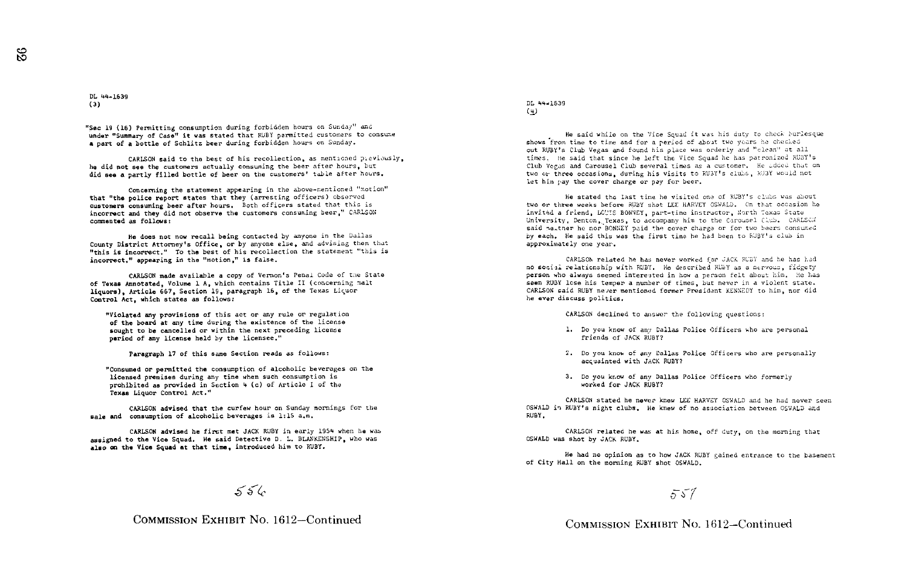DL 44-1639
(3)

"Sec 19 (16) Permitting consumption during forbidden hours on Sunday" and under "Summary of Case" it was stated that RUBY permitted customers to consume a part of a bottle of Schlitz beer during forbidden hours on Sunday.

CARLSON said to the best of his recollection, as mentioned previously, he did not see the customers actually consuming the beer after hours, but did see a partly filled bottle of beer on the customers' table after hours.

Concerning the statement appearing in the above-mentioned "motion" that "the police report states that they (arresting officers) observed customers consuming beer after hours. Both officers stated that this is incorrect and they did not observe the customers consuming beer," CARLSON commented as follows:

He does not now recall being contacted by anyone in the Dallas County District Attorney's Office, or by anyone else, and advising them that "this is incorrect." To the best of his recollection the statement "this is incorrect." appearing in the "motion," is false.

CARLSON made available a copy of Vernon's Penal Code of the State of Texas Annotated, Volume 1 A, which contains Title II (concerning malt liquors), Article 667, Section 19, paragraph 16, of the Texas Liquor Control Act, which states as follows:

> "Violated any provisions of this act or any rule or regulation of the board at any time during the existence of the license sought to be cancelled or within the next preceding license period of any license held by the licensee."
>
> Paragraph 17 of this same Section reads as follows:
>
> "Consumed or permitted the consumption of alcoholic beverages on the licensed premises during any time when such consumption is prohibited as provided in Section 4 (c) of Article I of the Texas Liquor Control Act."

CARLSON advised that the curfew hour on Sunday mornings for the sale and consumption of alcoholic beverages is 1:15 a.m.

CARLSON advised he first met JACK RUBY in early 1954 when he was assigned to the Vice Squad. He said Detective D. L. BLANKENSHIP, who was also on the Vice Squad at that time, introduced him to RUBY.

556

COMMISSION EXHIBIT No. 1612—Continued

DL 44-1639
(4)

He said while on the Vice Squad it was his duty to check burlesque shows from time to time and for a period of about two years he checked out RUBY's Club Vegas and found his place was orderly and "clean" at all times. He said that since he left the Vice Squad he has patronized RUBY's Club Vegas and Carousel Club several times as a customer. He added that on two or three occasions, during his visits to RUBY's clubs, RUBY would not let him pay the cover charge or pay for beer.

He stated the last time he visited one of RUBY's clubs was about two or three weeks before RUBY shot LEE HARVEY OSWALD. On that occasion he invited a friend, LOUIS BONNEY, part-time instructor, North Texas State University, Denton, Texas, to accompany him to the Carousel Club. CARLSON said neither he nor BONNEY paid the cover charge or for two beers consumed by each. He said this was the first time he had been to RUBY's club in approximately one year.

CARLSON related he has never worked for JACK RUBY and he has had no social relationship with RUBY. He described RUBY as a nervous, fidgety person who always seemed interested in how a person felt about him. He has seen RUBY lose his temper a number of times, but never in a violent state. CARLSON said RUBY never mentioned former President KENNEDY to him, nor did he ever discuss politics.

CARLSON declined to answer the following questions:

1. Do you know of any Dallas Police Officers who are personal friends of JACK RUBY?
2. Do you know of any Dallas Police Officers who are personally acquainted with JACK RUBY?
3. Do you know of any Dallas Police Officers who formerly worked for JACK RUBY?

CARLSON stated he never knew LEE HARVEY OSWALD and he had never seen OSWALD in RUBY's night clubs. He knew of no association between OSWALD and RUBY.

CARLSON related he was at his home, off duty, on the morning that OSWALD was shot by JACK RUBY.

He had no opinion as to how JACK RUBY gained entrance to the basement of City Hall on the morning RUBY shot OSWALD.

557

COMMISSION EXHIBIT No. 1612—Continued